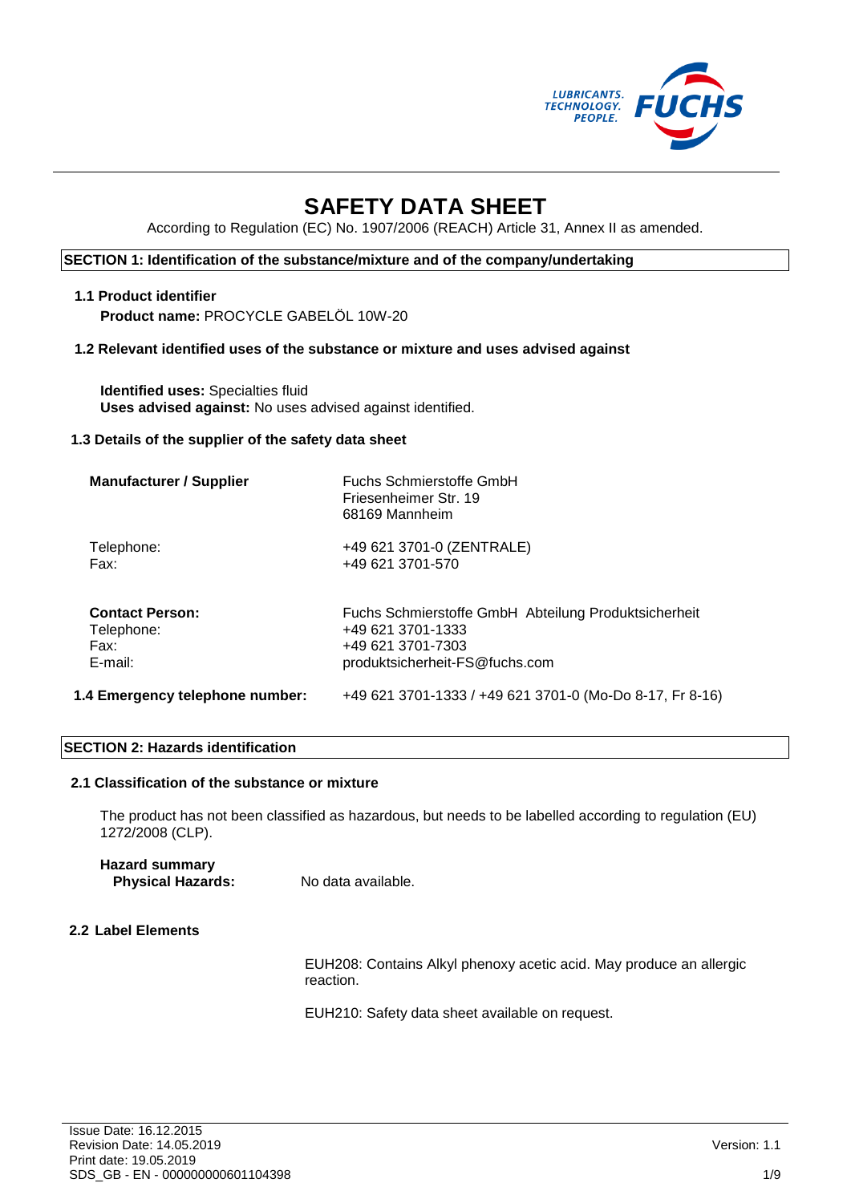# SAFETY DATA SHEET

According to Regulation (EC) No. 1907/2006 (REACH) Article 31, Annex II as amended.

## SECTION 1: Identification of the substance/mixture and of the company/undertaking

### 1.1 Product identifier

**Product name:** PROCYCLE GABELÖL 10W-20

### 1.2 Relevant identified uses of the substance or mixture and uses advised against

**Identified uses:** Specialties fluid
**Uses advised against:** No uses advised against identified.

### 1.3 Details of the supplier of the safety data sheet

| | |
|---|---|
| **Manufacturer / Supplier** | Fuchs Schmierstoffe GmbH<br>Friesenheimer Str. 19<br>68169 Mannheim |
| Telephone:<br>Fax: | +49 621 3701-0 (ZENTRALE)<br>+49 621 3701-570 |
| **Contact Person:**<br>Telephone:<br>Fax:<br>E-mail: | Fuchs Schmierstoffe GmbH Abteilung Produktsicherheit<br>+49 621 3701-1333<br>+49 621 3701-7303<br>produktsicherheit-FS@fuchs.com |

### 1.4 Emergency telephone number:

+49 621 3701-1333 / +49 621 3701-0 (Mo-Do 8-17, Fr 8-16)

## SECTION 2: Hazards identification

### 2.1 Classification of the substance or mixture

The product has not been classified as hazardous, but needs to be labelled according to regulation (EU) 1272/2008 (CLP).

**Hazard summary**
**Physical Hazards:** No data available.

### 2.2 Label Elements

EUH208: Contains Alkyl phenoxy acetic acid. May produce an allergic reaction.

EUH210: Safety data sheet available on request.

Issue Date: 16.12.2015
Revision Date: 14.05.2019
Print date: 19.05.2019
SDS_GB - EN - 000000000601104398

Version: 1.1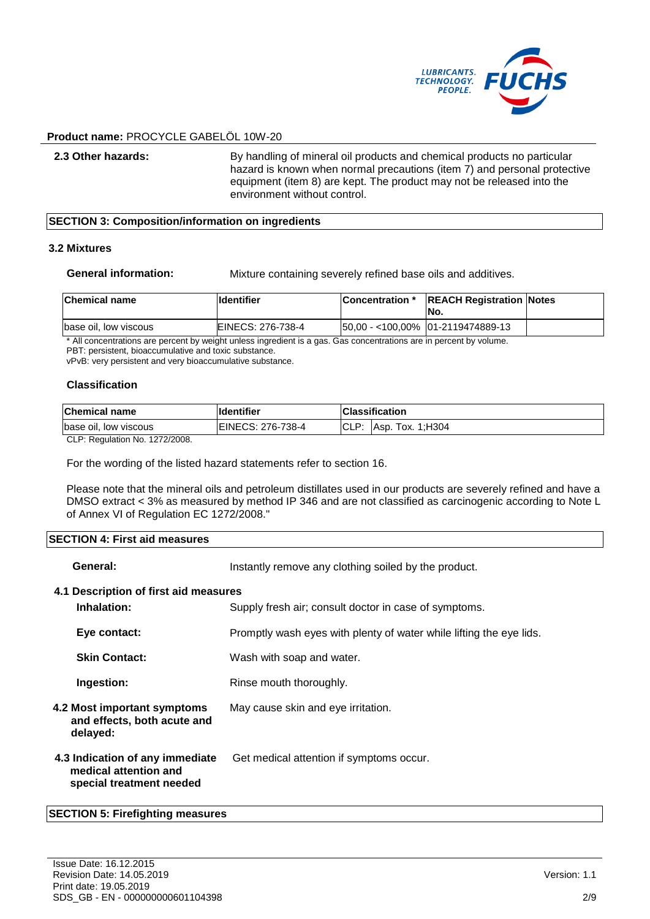**Product name:** PROCYCLE GABELÖL 10W-20

**2.3 Other hazards:** By handling of mineral oil products and chemical products no particular hazard is known when normal precautions (item 7) and personal protective equipment (item 8) are kept. The product may not be released into the environment without control.

## SECTION 3: Composition/information on ingredients

### 3.2 Mixtures

**General information:** Mixture containing severely refined base oils and additives.

| Chemical name | Identifier | Concentration * | REACH Registration No. | Notes |
|---|---|---|---|---|
| base oil, low viscous | EINECS: 276-738-4 | 50,00 - <100,00% | 01-2119474889-13 | |

\* All concentrations are percent by weight unless ingredient is a gas. Gas concentrations are in percent by volume.
PBT: persistent, bioaccumulative and toxic substance.
vPvB: very persistent and very bioaccumulative substance.

**Classification**

| Chemical name | Identifier | Classification | |
|---|---|---|---|
| base oil, low viscous | EINECS: 276-738-4 | CLP: | Asp. Tox. 1;H304 |

CLP: Regulation No. 1272/2008.

For the wording of the listed hazard statements refer to section 16.

Please note that the mineral oils and petroleum distillates used in our products are severely refined and have a DMSO extract < 3% as measured by method IP 346 and are not classified as carcinogenic according to Note L of Annex VI of Regulation EC 1272/2008."

## SECTION 4: First aid measures

**General:** Instantly remove any clothing soiled by the product.

**4.1 Description of first aid measures**

**Inhalation:** Supply fresh air; consult doctor in case of symptoms.

**Eye contact:** Promptly wash eyes with plenty of water while lifting the eye lids.

**Skin Contact:** Wash with soap and water.

**Ingestion:** Rinse mouth thoroughly.

**4.2 Most important symptoms and effects, both acute and delayed:** May cause skin and eye irritation.

**4.3 Indication of any immediate medical attention and special treatment needed** Get medical attention if symptoms occur.

## SECTION 5: Firefighting measures

Issue Date: 16.12.2015
Revision Date: 14.05.2019
Print date: 19.05.2019
SDS_GB - EN - 000000000601104398
Version: 1.1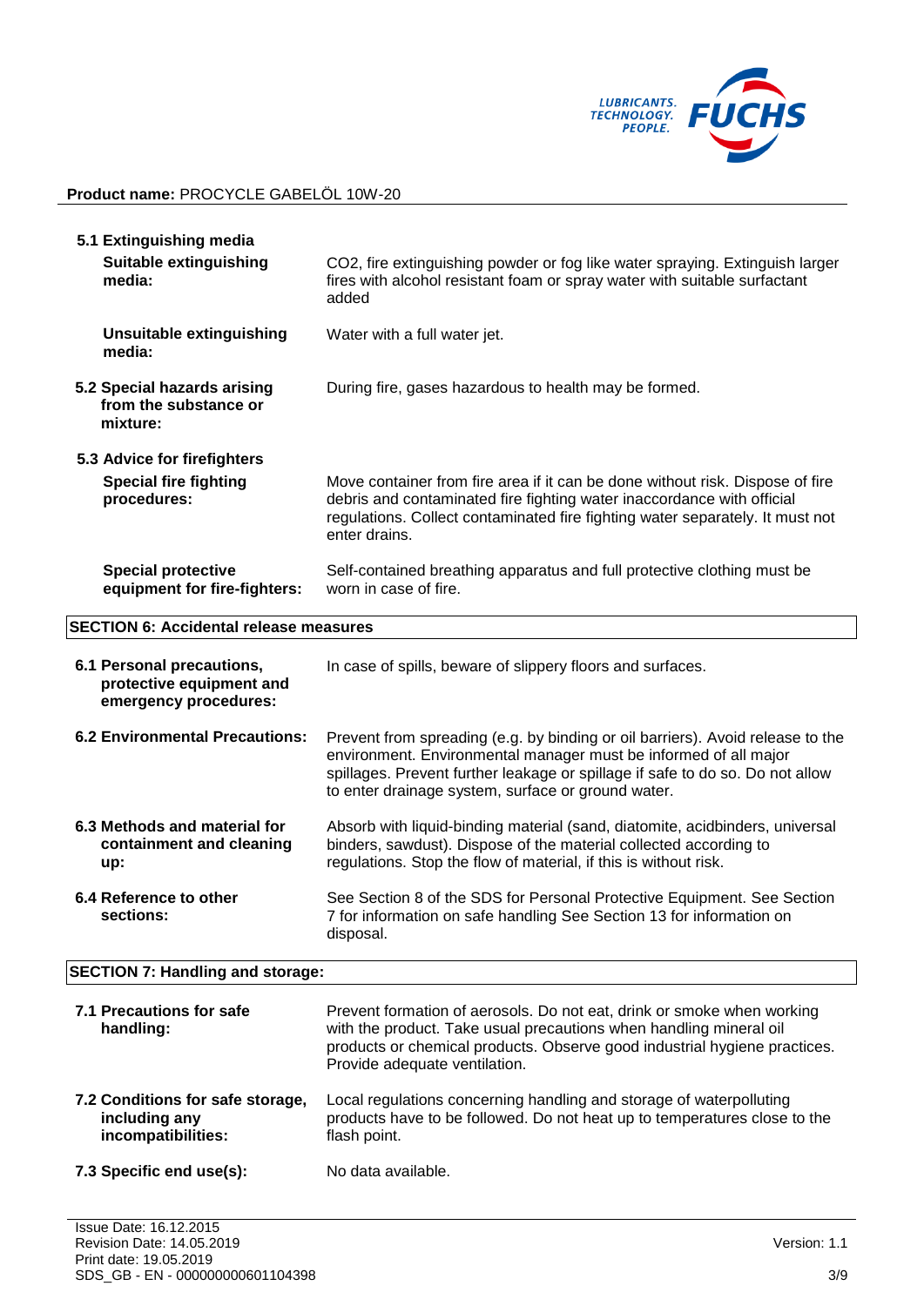**Product name:** PROCYCLE GABELÖL 10W-20

**5.1 Extinguishing media**

| | |
|---|---|
| **Suitable extinguishing media:** | $CO_2$, fire extinguishing powder or fog like water spraying. Extinguish larger fires with alcohol resistant foam or spray water with suitable surfactant added |
| **Unsuitable extinguishing media:** | Water with a full water jet. |

| | |
|---|---|
| **5.2 Special hazards arising from the substance or mixture:** | During fire, gases hazardous to health may be formed. |

**5.3 Advice for firefighters**

| | |
|---|---|
| **Special fire fighting procedures:** | Move container from fire area if it can be done without risk. Dispose of fire debris and contaminated fire fighting water inaccordance with official regulations. Collect contaminated fire fighting water separately. It must not enter drains. |
| **Special protective equipment for fire-fighters:** | Self-contained breathing apparatus and full protective clothing must be worn in case of fire. |

## SECTION 6: Accidental release measures

| | |
|---|---|
| **6.1 Personal precautions, protective equipment and emergency procedures:** | In case of spills, beware of slippery floors and surfaces. |
| **6.2 Environmental Precautions:** | Prevent from spreading (e.g. by binding or oil barriers). Avoid release to the environment. Environmental manager must be informed of all major spillages. Prevent further leakage or spillage if safe to do so. Do not allow to enter drainage system, surface or ground water. |
| **6.3 Methods and material for containment and cleaning up:** | Absorb with liquid-binding material (sand, diatomite, acidbinders, universal binders, sawdust). Dispose of the material collected according to regulations. Stop the flow of material, if this is without risk. |
| **6.4 Reference to other sections:** | See Section 8 of the SDS for Personal Protective Equipment. See Section 7 for information on safe handling See Section 13 for information on disposal. |

## SECTION 7: Handling and storage:

| | |
|---|---|
| **7.1 Precautions for safe handling:** | Prevent formation of aerosols. Do not eat, drink or smoke when working with the product. Take usual precautions when handling mineral oil products or chemical products. Observe good industrial hygiene practices. Provide adequate ventilation. |
| **7.2 Conditions for safe storage, including any incompatibilities:** | Local regulations concerning handling and storage of waterpolluting products have to be followed. Do not heat up to temperatures close to the flash point. |
| **7.3 Specific end use(s):** | No data available. |

Issue Date: 16.12.2015
Revision Date: 14.05.2019
Print date: 19.05.2019
SDS_GB - EN - 000000000601104398

Version: 1.1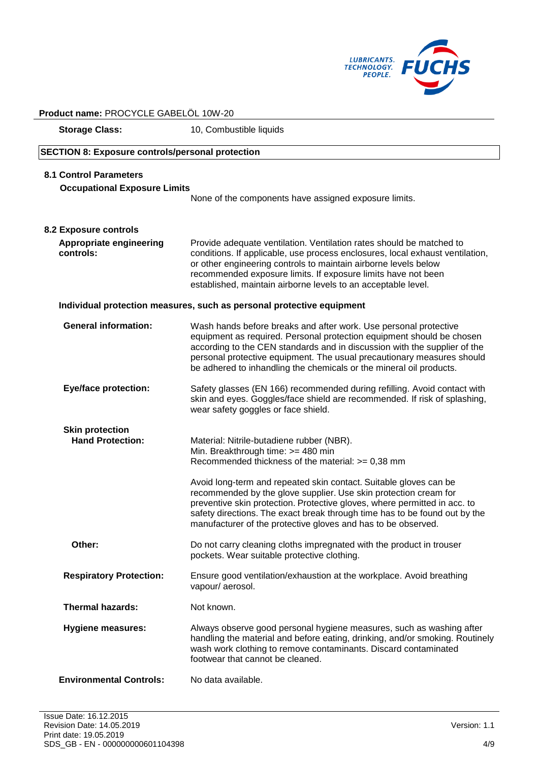**Product name:** PROCYCLE GABELÖL 10W-20

**Storage Class:** 10, Combustible liquids

## SECTION 8: Exposure controls/personal protection

### 8.1 Control Parameters

**Occupational Exposure Limits**

None of the components have assigned exposure limits.

### 8.2 Exposure controls

**Appropriate engineering controls:** Provide adequate ventilation. Ventilation rates should be matched to conditions. If applicable, use process enclosures, local exhaust ventilation, or other engineering controls to maintain airborne levels below recommended exposure limits. If exposure limits have not been established, maintain airborne levels to an acceptable level.

**Individual protection measures, such as personal protective equipment**

**General information:** Wash hands before breaks and after work. Use personal protective equipment as required. Personal protection equipment should be chosen according to the CEN standards and in discussion with the supplier of the personal protective equipment. The usual precautionary measures should be adhered to inhandling the chemicals or the mineral oil products.

**Eye/face protection:** Safety glasses (EN 166) recommended during refilling. Avoid contact with skin and eyes. Goggles/face shield are recommended. If risk of splashing, wear safety goggles or face shield.

**Skin protection**

**Hand Protection:** Material: Nitrile-butadiene rubber (NBR).
Min. Breakthrough time: >= 480 min
Recommended thickness of the material: >= 0,38 mm

Avoid long-term and repeated skin contact. Suitable gloves can be recommended by the glove supplier. Use skin protection cream for preventive skin protection. Protective gloves, where permitted in acc. to safety directions. The exact break through time has to be found out by the manufacturer of the protective gloves and has to be observed.

**Other:** Do not carry cleaning cloths impregnated with the product in trouser pockets. Wear suitable protective clothing.

**Respiratory Protection:** Ensure good ventilation/exhaustion at the workplace. Avoid breathing vapour/ aerosol.

**Thermal hazards:** Not known.

**Hygiene measures:** Always observe good personal hygiene measures, such as washing after handling the material and before eating, drinking, and/or smoking. Routinely wash work clothing to remove contaminants. Discard contaminated footwear that cannot be cleaned.

**Environmental Controls:** No data available.

Issue Date: 16.12.2015
Revision Date: 14.05.2019
Print date: 19.05.2019
SDS_GB - EN - 000000000601104398

Version: 1.1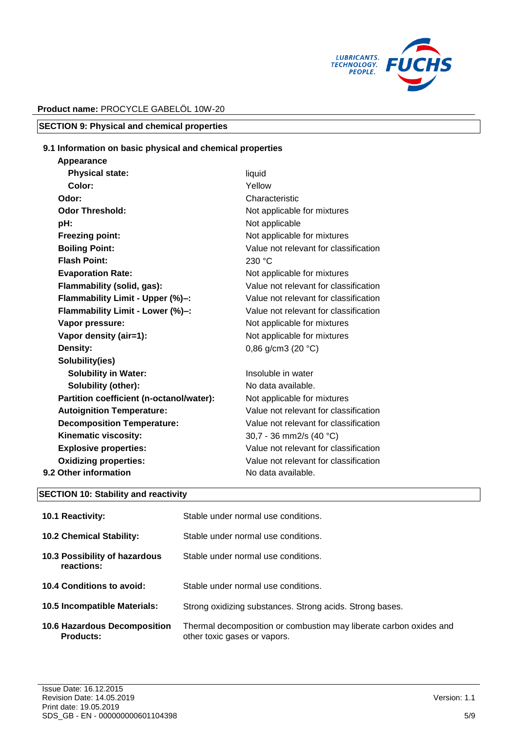**Product name:** PROCYCLE GABELÖL 10W-20

## SECTION 9: Physical and chemical properties

### 9.1 Information on basic physical and chemical properties

| | |
|---|---|
| **Appearance** | |
| **Physical state:** | liquid |
| **Color:** | Yellow |
| **Odor:** | Characteristic |
| **Odor Threshold:** | Not applicable for mixtures |
| **pH:** | Not applicable |
| **Freezing point:** | Not applicable for mixtures |
| **Boiling Point:** | Value not relevant for classification |
| **Flash Point:** | 230 °C |
| **Evaporation Rate:** | Not applicable for mixtures |
| **Flammability (solid, gas):** | Value not relevant for classification |
| **Flammability Limit - Upper (%)–:** | Value not relevant for classification |
| **Flammability Limit - Lower (%)–:** | Value not relevant for classification |
| **Vapor pressure:** | Not applicable for mixtures |
| **Vapor density (air=1):** | Not applicable for mixtures |
| **Density:** | 0,86 g/cm3 (20 °C) |
| **Solubility(ies)** | |
| **Solubility in Water:** | Insoluble in water |
| **Solubility (other):** | No data available. |
| **Partition coefficient (n-octanol/water):** | Not applicable for mixtures |
| **Autoignition Temperature:** | Value not relevant for classification |
| **Decomposition Temperature:** | Value not relevant for classification |
| **Kinematic viscosity:** | 30,7 - 36 mm2/s (40 °C) |
| **Explosive properties:** | Value not relevant for classification |
| **Oxidizing properties:** | Value not relevant for classification |

**9.2 Other information** — No data available.

## SECTION 10: Stability and reactivity

| | |
|---|---|
| **10.1 Reactivity:** | Stable under normal use conditions. |
| **10.2 Chemical Stability:** | Stable under normal use conditions. |
| **10.3 Possibility of hazardous reactions:** | Stable under normal use conditions. |
| **10.4 Conditions to avoid:** | Stable under normal use conditions. |
| **10.5 Incompatible Materials:** | Strong oxidizing substances. Strong acids. Strong bases. |
| **10.6 Hazardous Decomposition Products:** | Thermal decomposition or combustion may liberate carbon oxides and other toxic gases or vapors. |

Issue Date: 16.12.2015
Revision Date: 14.05.2019
Print date: 19.05.2019
SDS_GB - EN - 000000000601104398

Version: 1.1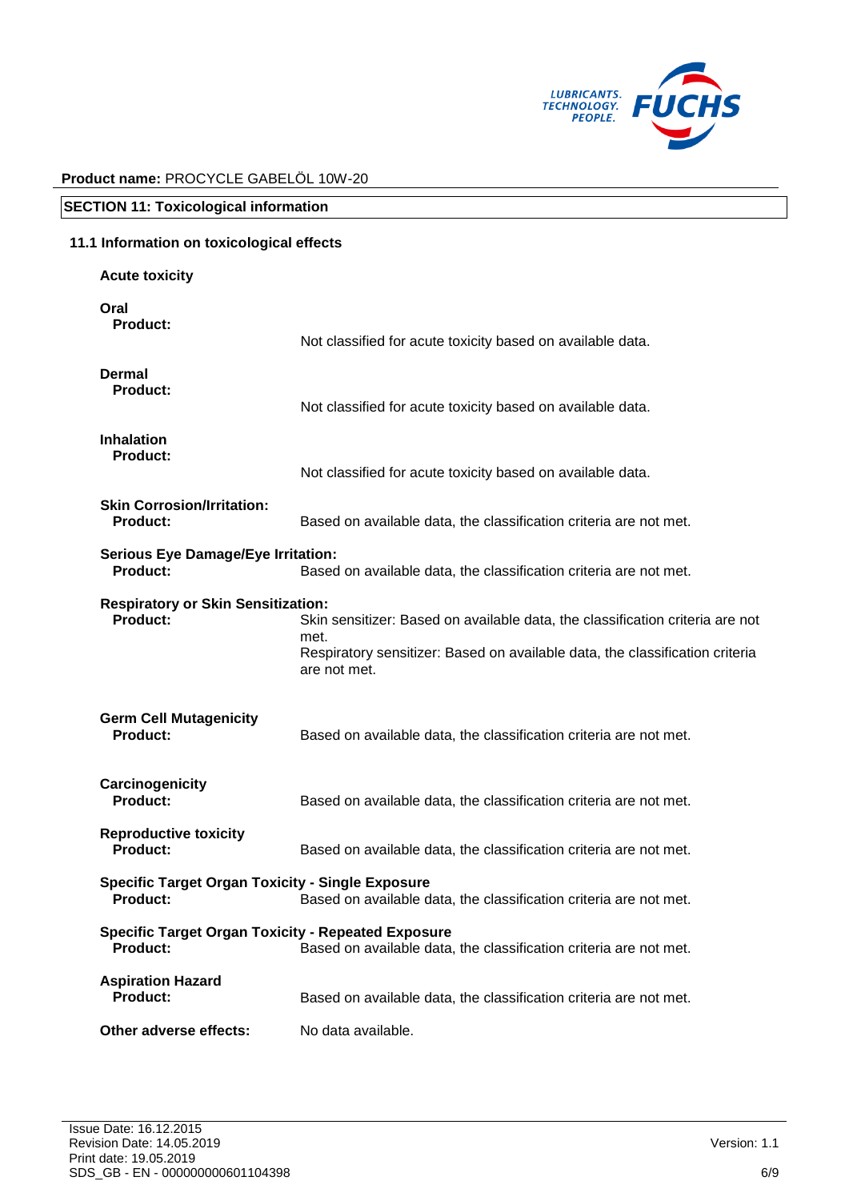**Product name:** PROCYCLE GABELÖL 10W-20

## SECTION 11: Toxicological information

### 11.1 Information on toxicological effects

**Acute toxicity**

**Oral**

**Product:** Not classified for acute toxicity based on available data.

**Dermal**

**Product:** Not classified for acute toxicity based on available data.

**Inhalation**

**Product:** Not classified for acute toxicity based on available data.

**Skin Corrosion/Irritation:**

**Product:** Based on available data, the classification criteria are not met.

**Serious Eye Damage/Eye Irritation:**

**Product:** Based on available data, the classification criteria are not met.

**Respiratory or Skin Sensitization:**

**Product:** Skin sensitizer: Based on available data, the classification criteria are not met.
Respiratory sensitizer: Based on available data, the classification criteria are not met.

**Germ Cell Mutagenicity**

**Product:** Based on available data, the classification criteria are not met.

**Carcinogenicity**

**Product:** Based on available data, the classification criteria are not met.

**Reproductive toxicity**

**Product:** Based on available data, the classification criteria are not met.

**Specific Target Organ Toxicity - Single Exposure**

**Product:** Based on available data, the classification criteria are not met.

**Specific Target Organ Toxicity - Repeated Exposure**

**Product:** Based on available data, the classification criteria are not met.

**Aspiration Hazard**

**Product:** Based on available data, the classification criteria are not met.

**Other adverse effects:** No data available.

Issue Date: 16.12.2015
Revision Date: 14.05.2019
Print date: 19.05.2019
SDS_GB - EN - 000000000601104398

Version: 1.1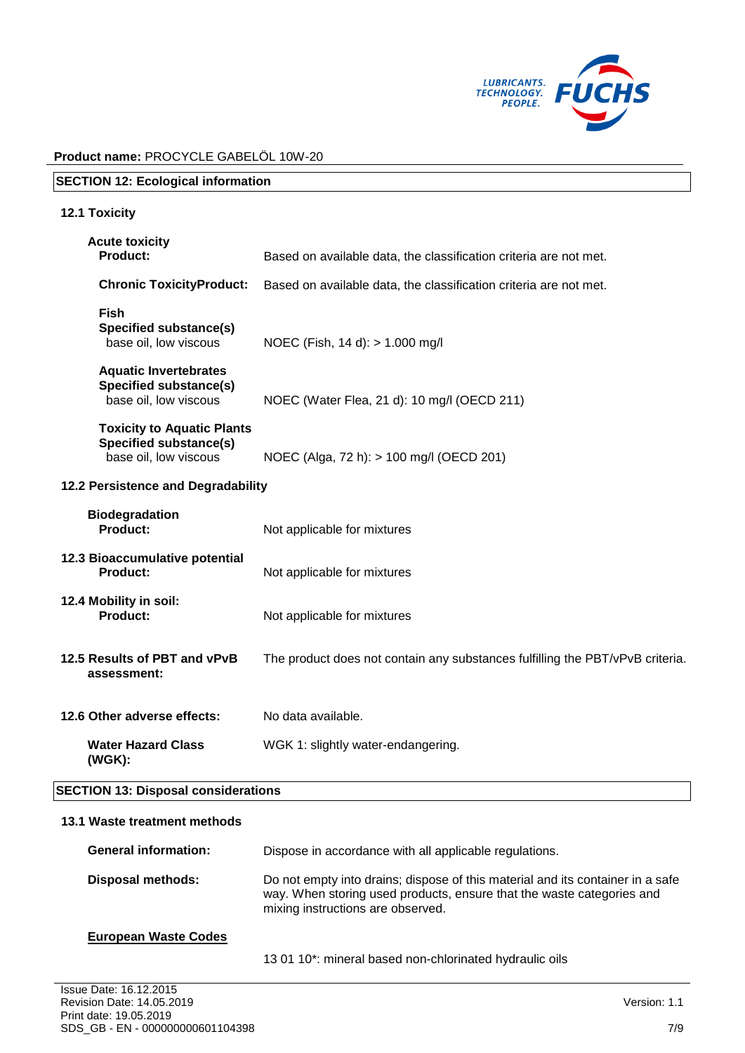**Product name:** PROCYCLE GABELÖL 10W-20

## SECTION 12: Ecological information

### 12.1 Toxicity

**Acute toxicity**

**Product:** Based on available data, the classification criteria are not met.

**Chronic ToxicityProduct:** Based on available data, the classification criteria are not met.

**Fish**
**Specified substance(s)**
base oil, low viscous — NOEC (Fish, 14 d): > 1.000 mg/l

**Aquatic Invertebrates**
**Specified substance(s)**
base oil, low viscous — NOEC (Water Flea, 21 d): 10 mg/l (OECD 211)

**Toxicity to Aquatic Plants**
**Specified substance(s)**
base oil, low viscous — NOEC (Alga, 72 h): > 100 mg/l (OECD 201)

### 12.2 Persistence and Degradability

**Biodegradation**
**Product:** Not applicable for mixtures

### 12.3 Bioaccumulative potential

**Product:** Not applicable for mixtures

### 12.4 Mobility in soil:

**Product:** Not applicable for mixtures

### 12.5 Results of PBT and vPvB assessment:

The product does not contain any substances fulfilling the PBT/vPvB criteria.

### 12.6 Other adverse effects:

No data available.

**Water Hazard Class (WGK):** WGK 1: slightly water-endangering.

## SECTION 13: Disposal considerations

### 13.1 Waste treatment methods

**General information:** Dispose in accordance with all applicable regulations.

**Disposal methods:** Do not empty into drains; dispose of this material and its container in a safe way. When storing used products, ensure that the waste categories and mixing instructions are observed.

**European Waste Codes**

13 01 10*: mineral based non-chlorinated hydraulic oils

Issue Date: 16.12.2015
Revision Date: 14.05.2019
Print date: 19.05.2019
SDS_GB - EN - 000000000601104398
Version: 1.1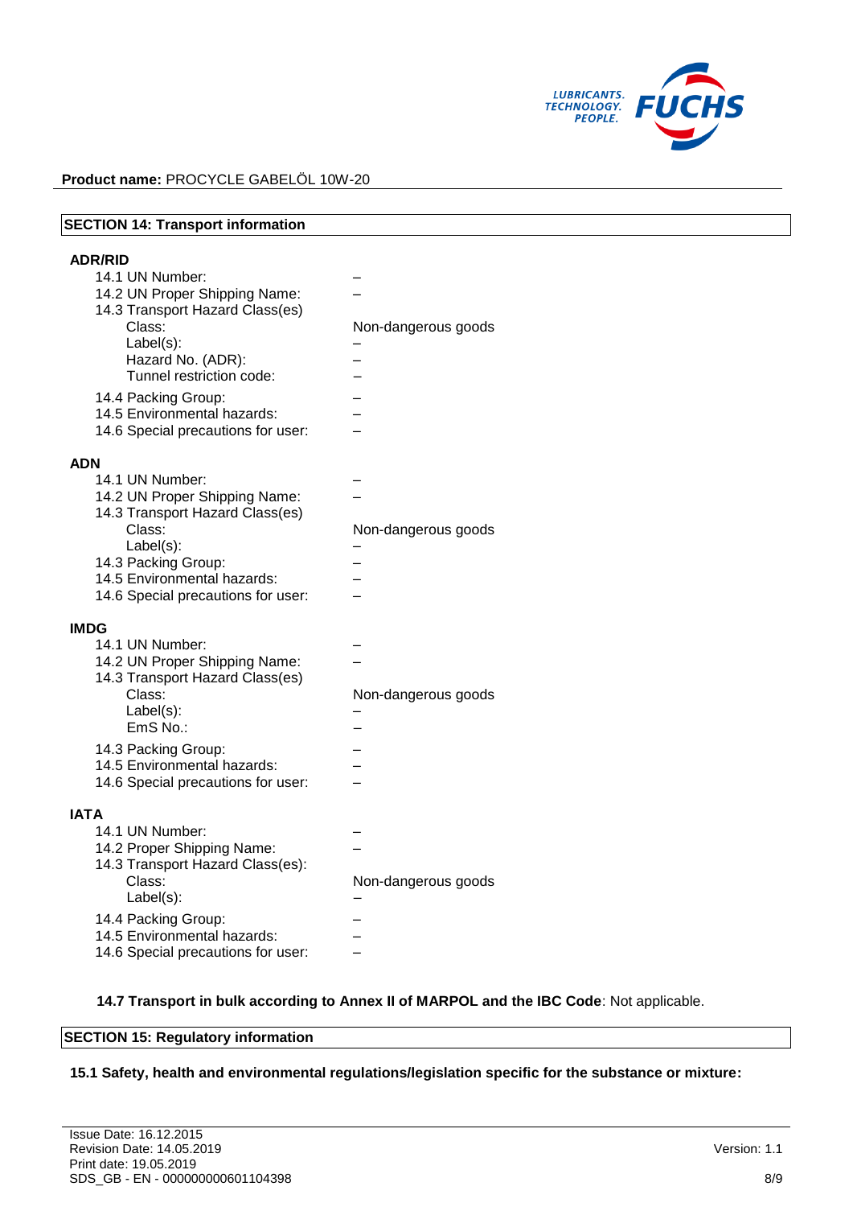**Product name:** PROCYCLE GABELÖL 10W-20

## SECTION 14: Transport information

### ADR/RID

| | |
|---|---|
| 14.1 UN Number: | – |
| 14.2 UN Proper Shipping Name: | – |
| 14.3 Transport Hazard Class(es) | |
| Class: | Non-dangerous goods |
| Label(s): | – |
| Hazard No. (ADR): | – |
| Tunnel restriction code: | – |
| 14.4 Packing Group: | – |
| 14.5 Environmental hazards: | – |
| 14.6 Special precautions for user: | – |

### ADN

| | |
|---|---|
| 14.1 UN Number: | – |
| 14.2 UN Proper Shipping Name: | – |
| 14.3 Transport Hazard Class(es) | |
| Class: | Non-dangerous goods |
| Label(s): | – |
| 14.3 Packing Group: | – |
| 14.5 Environmental hazards: | – |
| 14.6 Special precautions for user: | – |

### IMDG

| | |
|---|---|
| 14.1 UN Number: | – |
| 14.2 UN Proper Shipping Name: | – |
| 14.3 Transport Hazard Class(es) | |
| Class: | Non-dangerous goods |
| Label(s): | – |
| EmS No.: | – |
| 14.3 Packing Group: | – |
| 14.5 Environmental hazards: | – |
| 14.6 Special precautions for user: | – |

### IATA

| | |
|---|---|
| 14.1 UN Number: | – |
| 14.2 Proper Shipping Name: | – |
| 14.3 Transport Hazard Class(es): | |
| Class: | Non-dangerous goods |
| Label(s): | – |
| 14.4 Packing Group: | – |
| 14.5 Environmental hazards: | – |
| 14.6 Special precautions for user: | – |

**14.7 Transport in bulk according to Annex II of MARPOL and the IBC Code**: Not applicable.

## SECTION 15: Regulatory information

**15.1 Safety, health and environmental regulations/legislation specific for the substance or mixture:**

Issue Date: 16.12.2015
Revision Date: 14.05.2019
Print date: 19.05.2019
SDS_GB - EN - 000000000601104398

Version: 1.1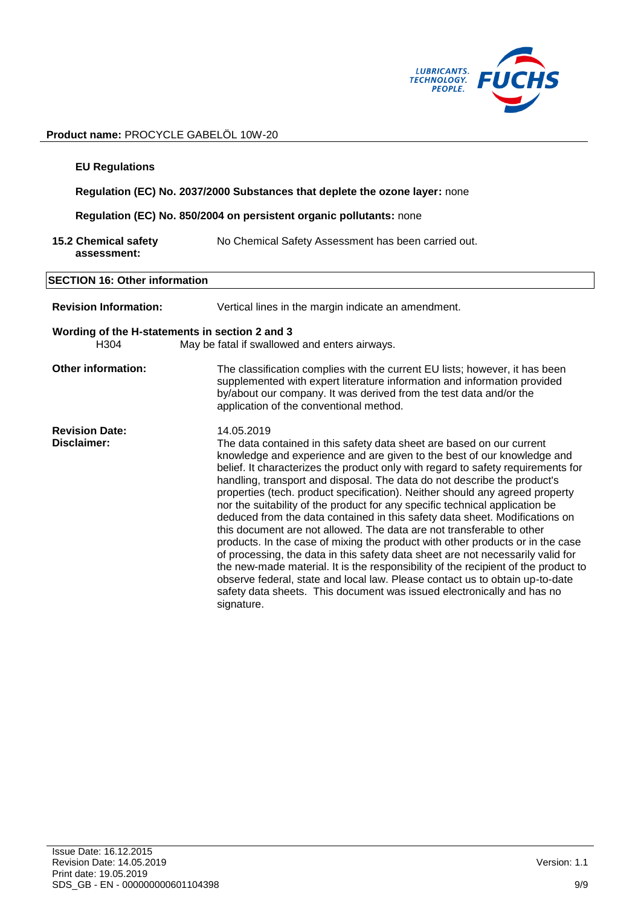**EU Regulations**

**Regulation (EC) No. 2037/2000 Substances that deplete the ozone layer:** none

**Regulation (EC) No. 850/2004 on persistent organic pollutants:** none

**15.2 Chemical safety assessment:** No Chemical Safety Assessment has been carried out.

## SECTION 16: Other information

**Revision Information:** Vertical lines in the margin indicate an amendment.

**Wording of the H-statements in section 2 and 3**

H304 May be fatal if swallowed and enters airways.

**Other information:** The classification complies with the current EU lists; however, it has been supplemented with expert literature information and information provided by/about our company. It was derived from the test data and/or the application of the conventional method.

**Revision Date:** 14.05.2019

**Disclaimer:** The data contained in this safety data sheet are based on our current knowledge and experience and are given to the best of our knowledge and belief. It characterizes the product only with regard to safety requirements for handling, transport and disposal. The data do not describe the product's properties (tech. product specification). Neither should any agreed property nor the suitability of the product for any specific technical application be deduced from the data contained in this safety data sheet. Modifications on this document are not allowed. The data are not transferable to other products. In the case of mixing the product with other products or in the case of processing, the data in this safety data sheet are not necessarily valid for the new-made material. It is the responsibility of the recipient of the product to observe federal, state and local law. Please contact us to obtain up-to-date safety data sheets. This document was issued electronically and has no signature.